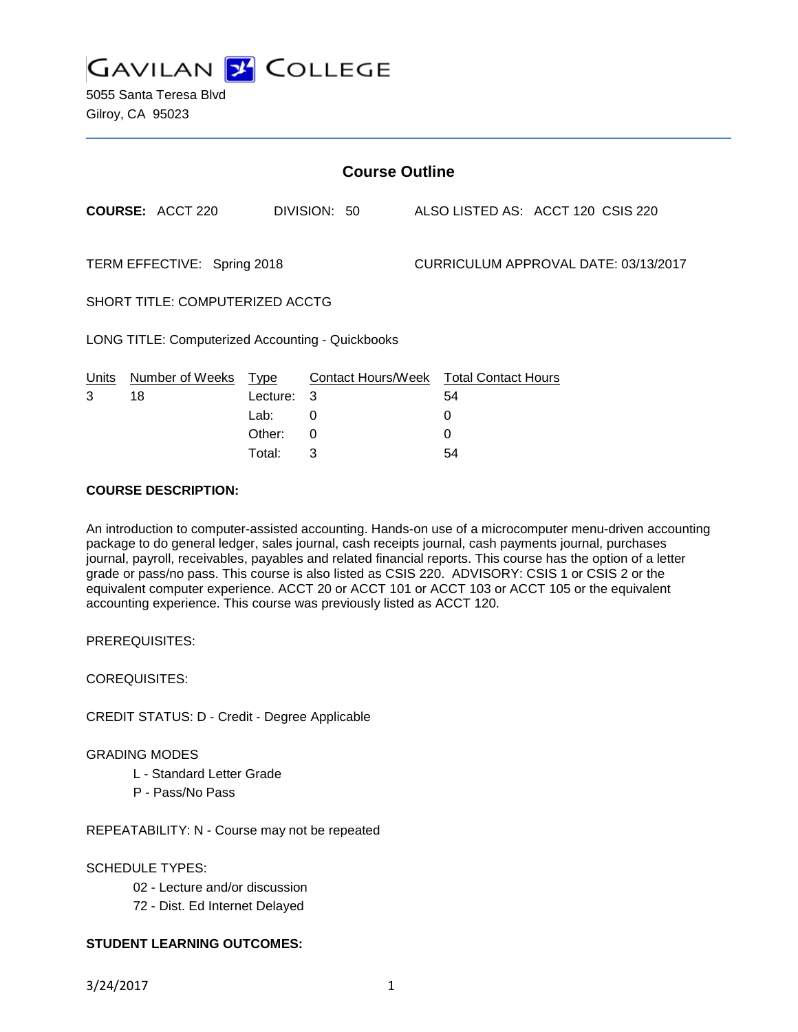# GAVILAN COLLEGE

5055 Santa Teresa Blvd
Gilroy, CA 95023

## Course Outline

**COURSE:** ACCT 220 DIVISION: 50 ALSO LISTED AS: ACCT 120 CSIS 220

TERM EFFECTIVE: Spring 2018 CURRICULUM APPROVAL DATE: 03/13/2017

SHORT TITLE: COMPUTERIZED ACCTG

LONG TITLE: Computerized Accounting - Quickbooks

| Units | Number of Weeks | Type | Contact Hours/Week | Total Contact Hours |
|---|---|---|---|---|
| 3 | 18 | Lecture: | 3 | 54 |
| | | Lab: | 0 | 0 |
| | | Other: | 0 | 0 |
| | | Total: | 3 | 54 |

**COURSE DESCRIPTION:**

An introduction to computer-assisted accounting. Hands-on use of a microcomputer menu-driven accounting package to do general ledger, sales journal, cash receipts journal, cash payments journal, purchases journal, payroll, receivables, payables and related financial reports. This course has the option of a letter grade or pass/no pass. This course is also listed as CSIS 220. ADVISORY: CSIS 1 or CSIS 2 or the equivalent computer experience. ACCT 20 or ACCT 101 or ACCT 103 or ACCT 105 or the equivalent accounting experience. This course was previously listed as ACCT 120.

PREREQUISITES:

COREQUISITES:

CREDIT STATUS: D - Credit - Degree Applicable

GRADING MODES

- L - Standard Letter Grade
- P - Pass/No Pass

REPEATABILITY: N - Course may not be repeated

SCHEDULE TYPES:

- 02 - Lecture and/or discussion
- 72 - Dist. Ed Internet Delayed

**STUDENT LEARNING OUTCOMES:**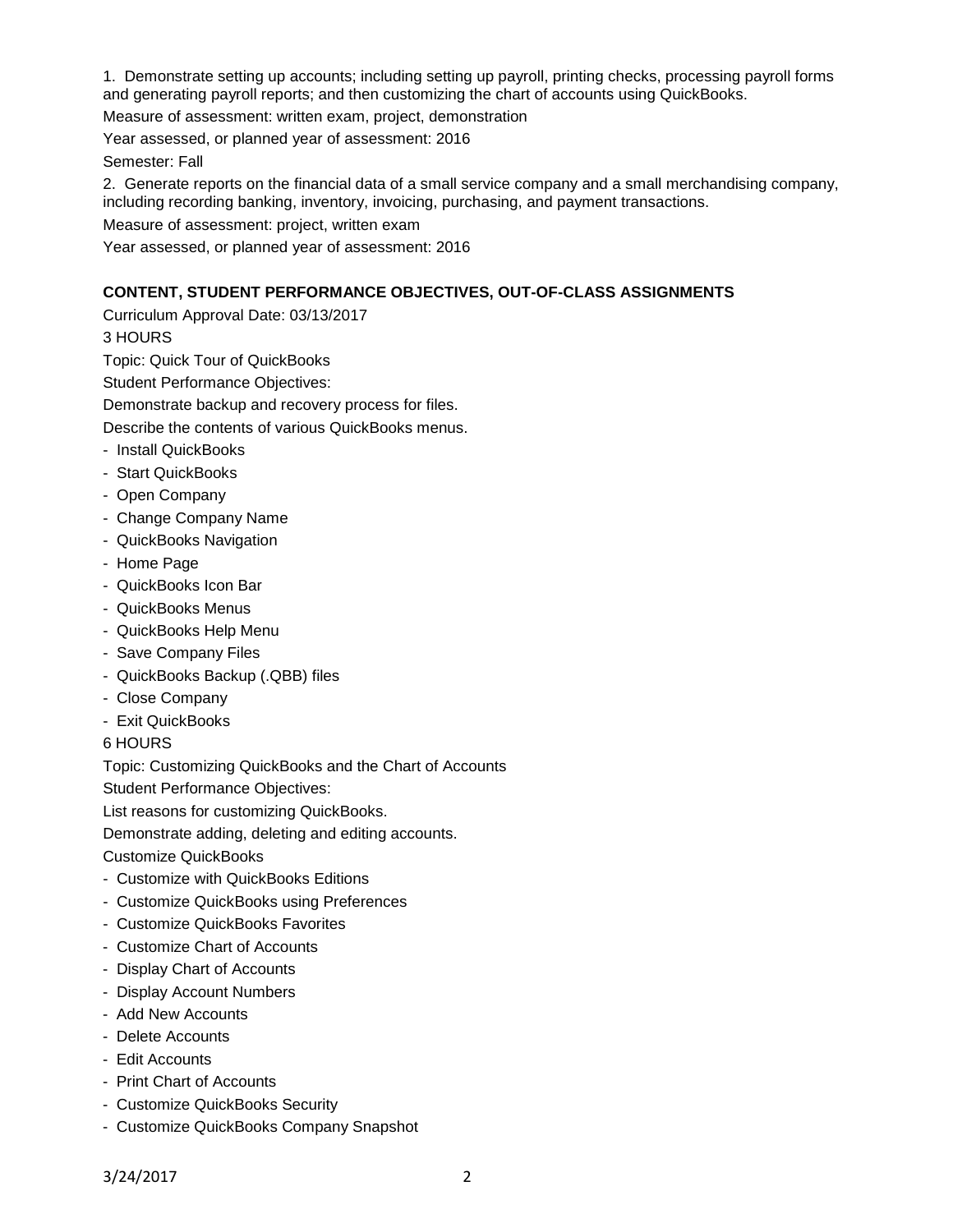1. Demonstrate setting up accounts; including setting up payroll, printing checks, processing payroll forms and generating payroll reports; and then customizing the chart of accounts using QuickBooks.

Measure of assessment: written exam, project, demonstration

Year assessed, or planned year of assessment: 2016

Semester: Fall

2. Generate reports on the financial data of a small service company and a small merchandising company, including recording banking, inventory, invoicing, purchasing, and payment transactions.

Measure of assessment: project, written exam

Year assessed, or planned year of assessment: 2016

**CONTENT, STUDENT PERFORMANCE OBJECTIVES, OUT-OF-CLASS ASSIGNMENTS**

Curriculum Approval Date: 03/13/2017

3 HOURS

Topic: Quick Tour of QuickBooks

Student Performance Objectives:

Demonstrate backup and recovery process for files.

Describe the contents of various QuickBooks menus.

- Install QuickBooks
- Start QuickBooks
- Open Company
- Change Company Name
- QuickBooks Navigation
- Home Page
- QuickBooks Icon Bar
- QuickBooks Menus
- QuickBooks Help Menu
- Save Company Files
- QuickBooks Backup (.QBB) files
- Close Company
- Exit QuickBooks

6 HOURS

Topic: Customizing QuickBooks and the Chart of Accounts

Student Performance Objectives:

List reasons for customizing QuickBooks.

Demonstrate adding, deleting and editing accounts.

Customize QuickBooks

- Customize with QuickBooks Editions
- Customize QuickBooks using Preferences
- Customize QuickBooks Favorites
- Customize Chart of Accounts
- Display Chart of Accounts
- Display Account Numbers
- Add New Accounts
- Delete Accounts
- Edit Accounts
- Print Chart of Accounts
- Customize QuickBooks Security
- Customize QuickBooks Company Snapshot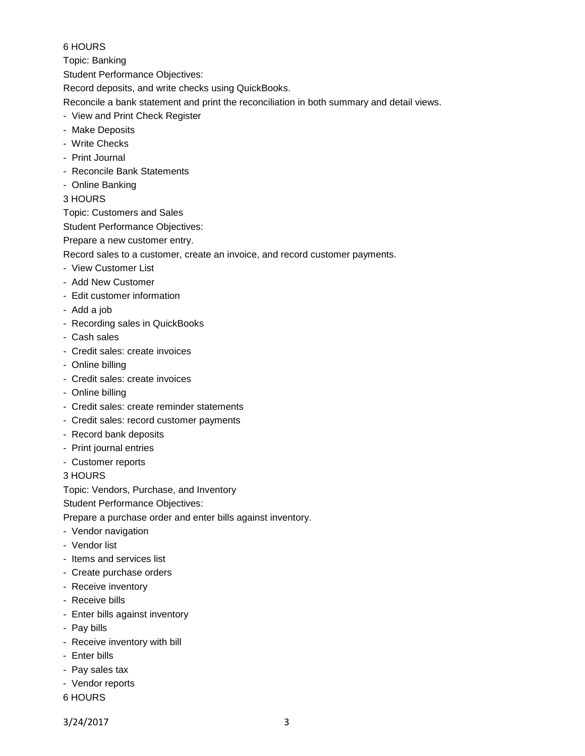6 HOURS

Topic: Banking

Student Performance Objectives:

Record deposits, and write checks using QuickBooks.

Reconcile a bank statement and print the reconciliation in both summary and detail views.

- View and Print Check Register
- Make Deposits
- Write Checks
- Print Journal
- Reconcile Bank Statements
- Online Banking

3 HOURS

Topic: Customers and Sales

Student Performance Objectives:

Prepare a new customer entry.

Record sales to a customer, create an invoice, and record customer payments.

- View Customer List
- Add New Customer
- Edit customer information
- Add a job
- Recording sales in QuickBooks
- Cash sales
- Credit sales: create invoices
- Online billing
- Credit sales: create invoices
- Online billing
- Credit sales: create reminder statements
- Credit sales: record customer payments
- Record bank deposits
- Print journal entries
- Customer reports

3 HOURS

Topic: Vendors, Purchase, and Inventory

Student Performance Objectives:

Prepare a purchase order and enter bills against inventory.

- Vendor navigation
- Vendor list
- Items and services list
- Create purchase orders
- Receive inventory
- Receive bills
- Enter bills against inventory
- Pay bills
- Receive inventory with bill
- Enter bills
- Pay sales tax
- Vendor reports

6 HOURS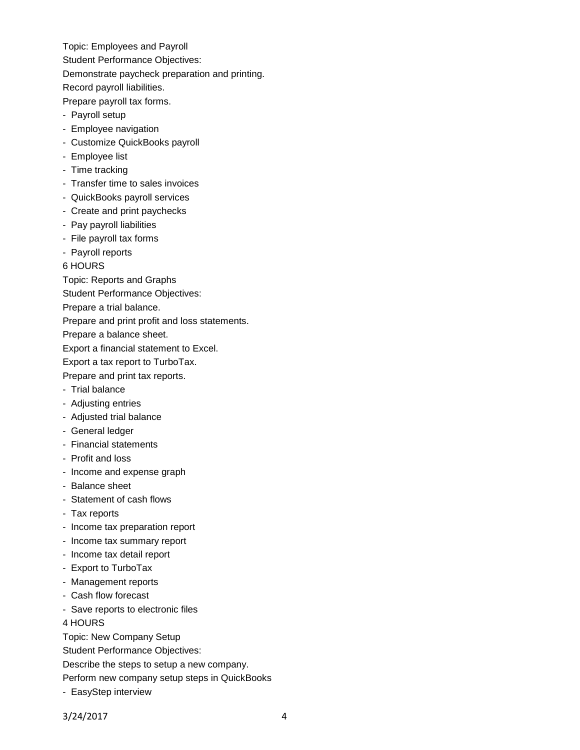Topic: Employees and Payroll

Student Performance Objectives:

Demonstrate paycheck preparation and printing.

Record payroll liabilities.

Prepare payroll tax forms.

- Payroll setup
- Employee navigation
- Customize QuickBooks payroll
- Employee list
- Time tracking
- Transfer time to sales invoices
- QuickBooks payroll services
- Create and print paychecks
- Pay payroll liabilities
- File payroll tax forms
- Payroll reports

6 HOURS

Topic: Reports and Graphs

Student Performance Objectives:

Prepare a trial balance.

Prepare and print profit and loss statements.

Prepare a balance sheet.

Export a financial statement to Excel.

Export a tax report to TurboTax.

Prepare and print tax reports.

- Trial balance
- Adjusting entries
- Adjusted trial balance
- General ledger
- Financial statements
- Profit and loss
- Income and expense graph
- Balance sheet
- Statement of cash flows
- Tax reports
- Income tax preparation report
- Income tax summary report
- Income tax detail report
- Export to TurboTax
- Management reports
- Cash flow forecast
- Save reports to electronic files

4 HOURS

Topic: New Company Setup

Student Performance Objectives:

Describe the steps to setup a new company.

Perform new company setup steps in QuickBooks

- EasyStep interview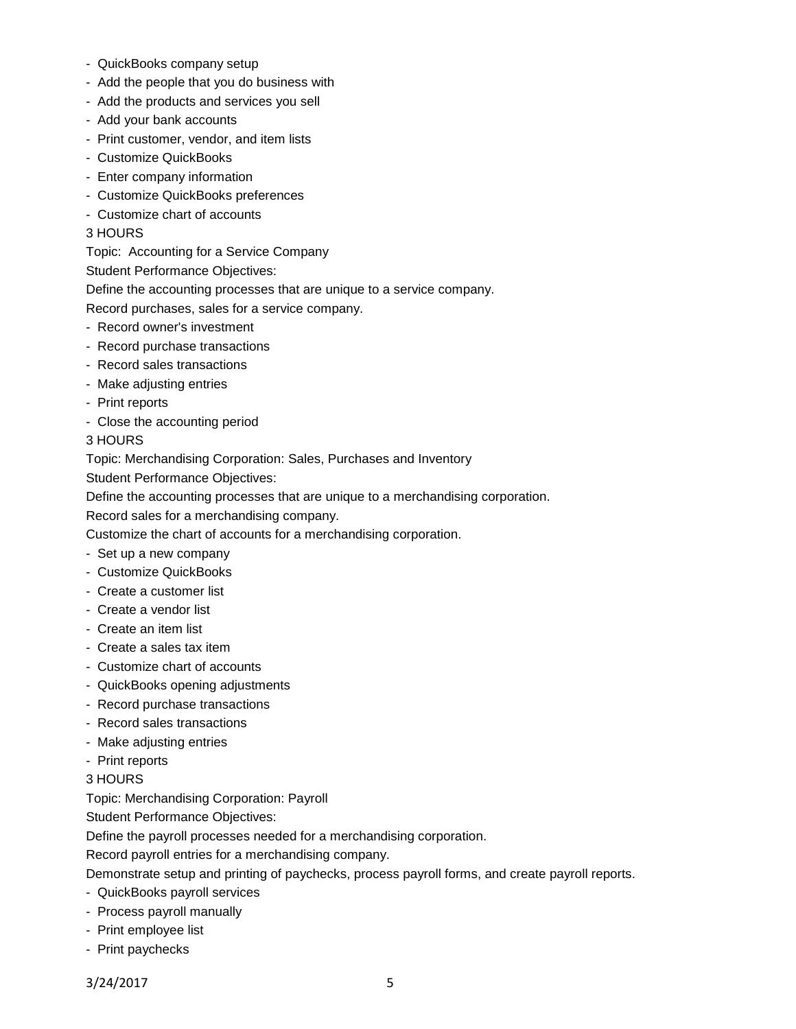- QuickBooks company setup
- Add the people that you do business with
- Add the products and services you sell
- Add your bank accounts
- Print customer, vendor, and item lists
- Customize QuickBooks
- Enter company information
- Customize QuickBooks preferences
- Customize chart of accounts

3 HOURS

Topic: Accounting for a Service Company

Student Performance Objectives:

Define the accounting processes that are unique to a service company.

Record purchases, sales for a service company.

- Record owner's investment
- Record purchase transactions
- Record sales transactions
- Make adjusting entries
- Print reports
- Close the accounting period

3 HOURS

Topic: Merchandising Corporation: Sales, Purchases and Inventory

Student Performance Objectives:

Define the accounting processes that are unique to a merchandising corporation.

Record sales for a merchandising company.

Customize the chart of accounts for a merchandising corporation.

- Set up a new company
- Customize QuickBooks
- Create a customer list
- Create a vendor list
- Create an item list
- Create a sales tax item
- Customize chart of accounts
- QuickBooks opening adjustments
- Record purchase transactions
- Record sales transactions
- Make adjusting entries
- Print reports

3 HOURS

Topic: Merchandising Corporation: Payroll

Student Performance Objectives:

Define the payroll processes needed for a merchandising corporation.

Record payroll entries for a merchandising company.

Demonstrate setup and printing of paychecks, process payroll forms, and create payroll reports.

- QuickBooks payroll services
- Process payroll manually
- Print employee list
- Print paychecks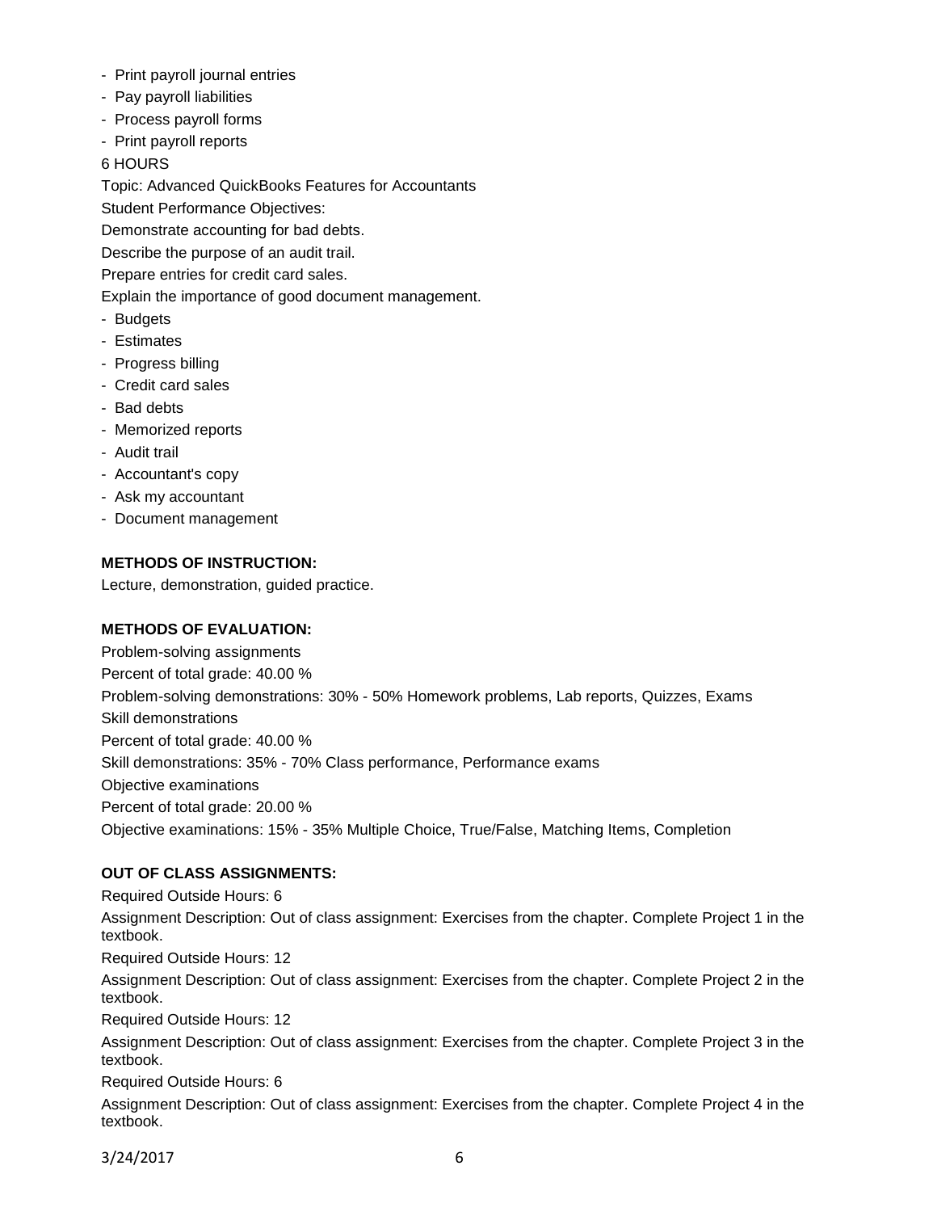- Print payroll journal entries
- Pay payroll liabilities
- Process payroll forms
- Print payroll reports

6 HOURS

Topic: Advanced QuickBooks Features for Accountants

Student Performance Objectives:

Demonstrate accounting for bad debts.

Describe the purpose of an audit trail.

Prepare entries for credit card sales.

Explain the importance of good document management.

- Budgets
- Estimates
- Progress billing
- Credit card sales
- Bad debts
- Memorized reports
- Audit trail
- Accountant's copy
- Ask my accountant
- Document management

**METHODS OF INSTRUCTION:**

Lecture, demonstration, guided practice.

**METHODS OF EVALUATION:**

Problem-solving assignments

Percent of total grade: 40.00 %

Problem-solving demonstrations: 30% - 50% Homework problems, Lab reports, Quizzes, Exams

Skill demonstrations

Percent of total grade: 40.00 %

Skill demonstrations: 35% - 70% Class performance, Performance exams

Objective examinations

Percent of total grade: 20.00 %

Objective examinations: 15% - 35% Multiple Choice, True/False, Matching Items, Completion

**OUT OF CLASS ASSIGNMENTS:**

Required Outside Hours: 6

Assignment Description: Out of class assignment: Exercises from the chapter. Complete Project 1 in the textbook.

Required Outside Hours: 12

Assignment Description: Out of class assignment: Exercises from the chapter. Complete Project 2 in the textbook.

Required Outside Hours: 12

Assignment Description: Out of class assignment: Exercises from the chapter. Complete Project 3 in the textbook.

Required Outside Hours: 6

Assignment Description: Out of class assignment: Exercises from the chapter. Complete Project 4 in the textbook.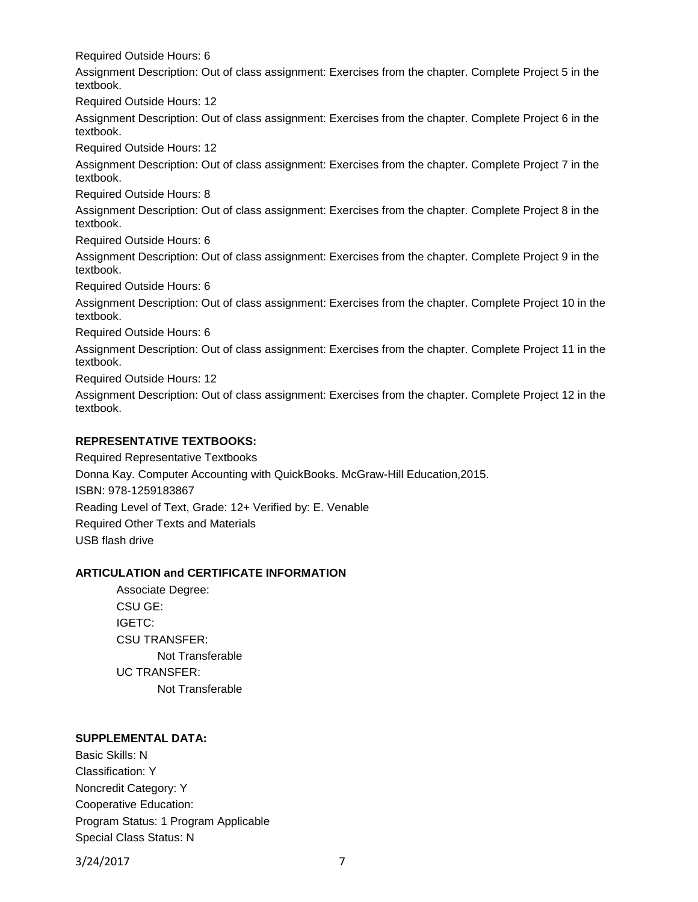Required Outside Hours: 6

Assignment Description: Out of class assignment: Exercises from the chapter. Complete Project 5 in the textbook.

Required Outside Hours: 12

Assignment Description: Out of class assignment: Exercises from the chapter. Complete Project 6 in the textbook.

Required Outside Hours: 12

Assignment Description: Out of class assignment: Exercises from the chapter. Complete Project 7 in the textbook.

Required Outside Hours: 8

Assignment Description: Out of class assignment: Exercises from the chapter. Complete Project 8 in the textbook.

Required Outside Hours: 6

Assignment Description: Out of class assignment: Exercises from the chapter. Complete Project 9 in the textbook.

Required Outside Hours: 6

Assignment Description: Out of class assignment: Exercises from the chapter. Complete Project 10 in the textbook.

Required Outside Hours: 6

Assignment Description: Out of class assignment: Exercises from the chapter. Complete Project 11 in the textbook.

Required Outside Hours: 12

Assignment Description: Out of class assignment: Exercises from the chapter. Complete Project 12 in the textbook.

**REPRESENTATIVE TEXTBOOKS:**

Required Representative Textbooks

Donna Kay. Computer Accounting with QuickBooks. McGraw-Hill Education,2015.

ISBN: 978-1259183867

Reading Level of Text, Grade: 12+ Verified by: E. Venable

Required Other Texts and Materials

USB flash drive

**ARTICULATION and CERTIFICATE INFORMATION**

Associate Degree:

CSU GE:

IGETC:

CSU TRANSFER:

Not Transferable

UC TRANSFER:

Not Transferable

**SUPPLEMENTAL DATA:**

Basic Skills: N

Classification: Y

Noncredit Category: Y

Cooperative Education:

Program Status: 1 Program Applicable

Special Class Status: N

3/24/2017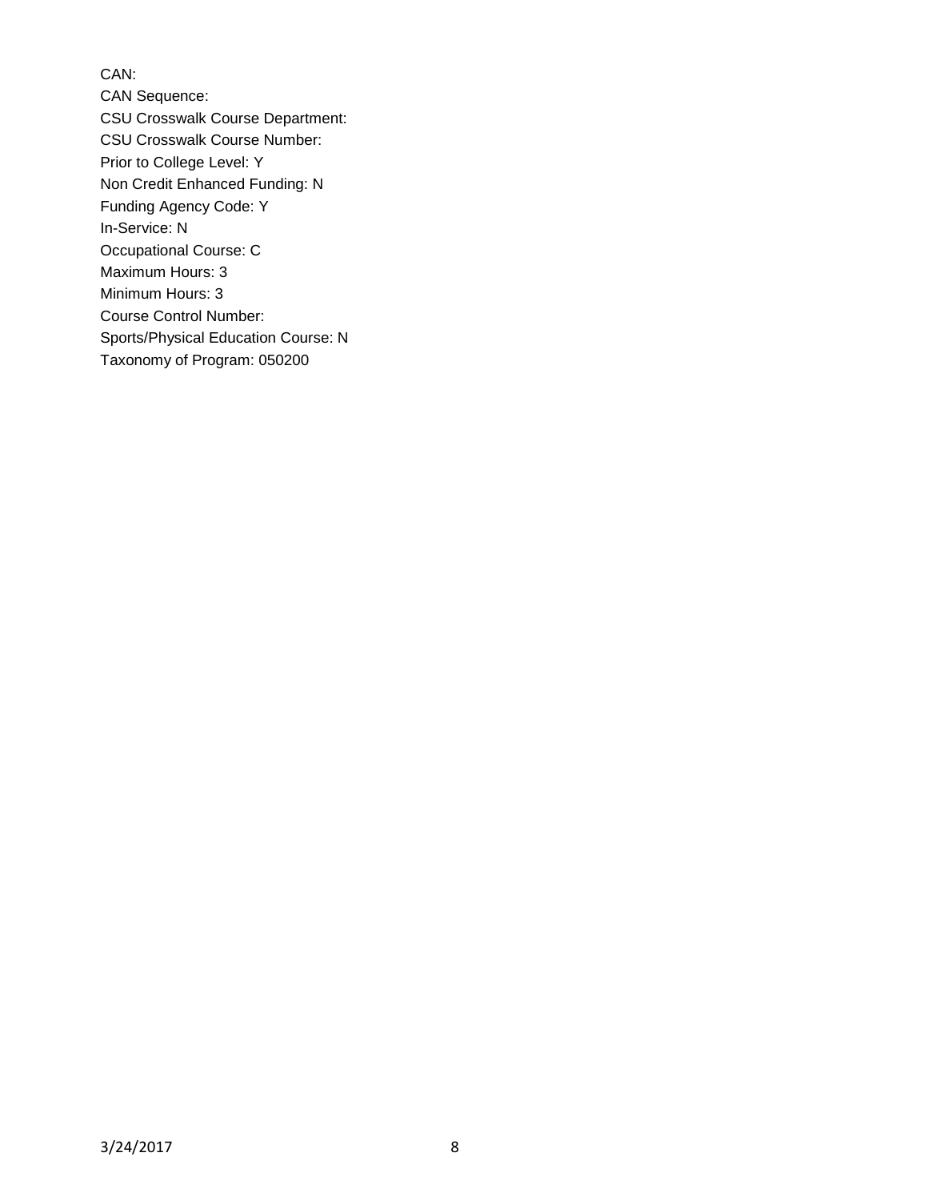CAN:
CAN Sequence:
CSU Crosswalk Course Department:
CSU Crosswalk Course Number:
Prior to College Level: Y
Non Credit Enhanced Funding: N
Funding Agency Code: Y
In-Service: N
Occupational Course: C
Maximum Hours: 3
Minimum Hours: 3
Course Control Number:
Sports/Physical Education Course: N
Taxonomy of Program: 050200